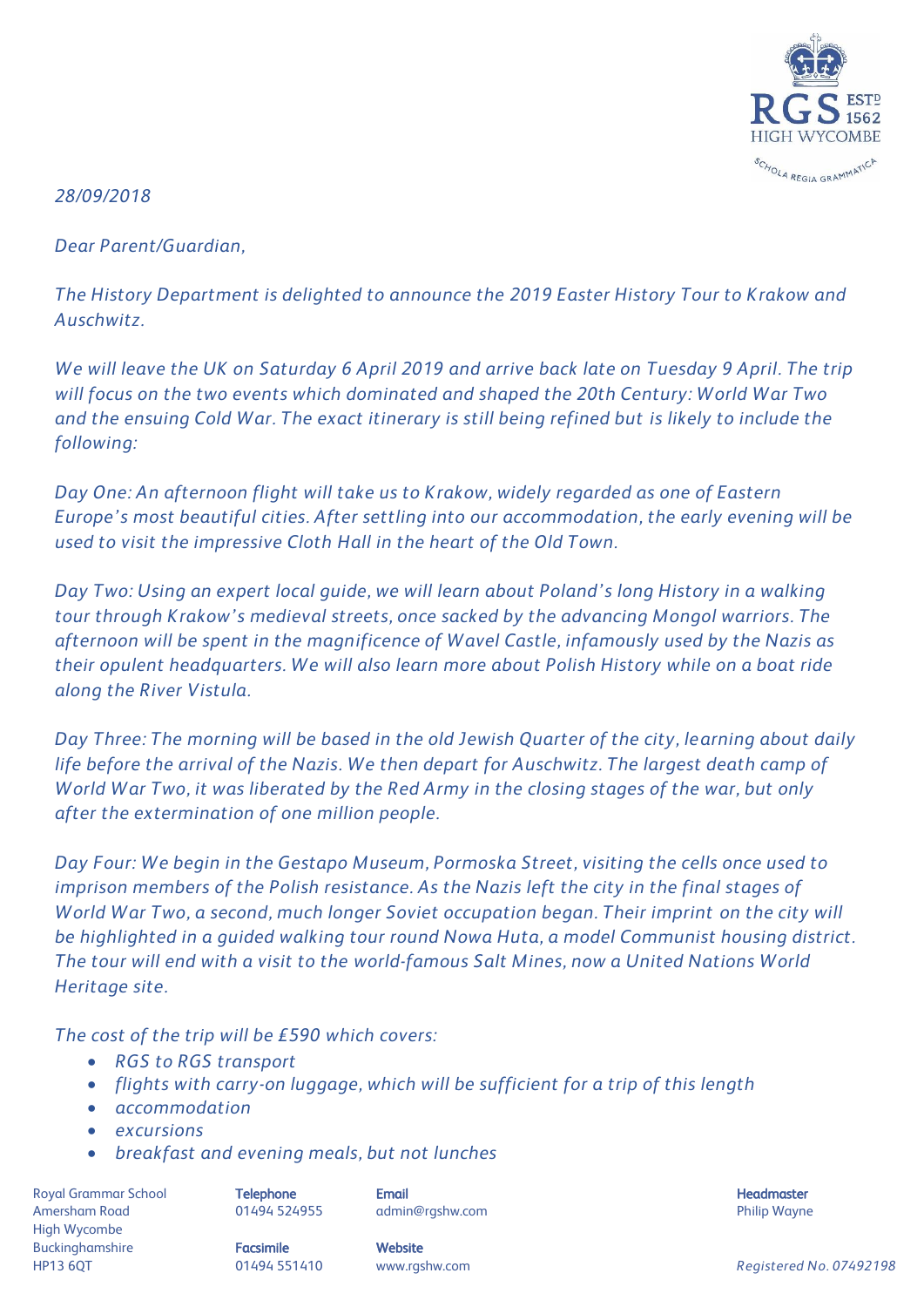*28/09/2018*

*Dear Parent/Guardian,*

*The History Department is delighted to announce the 2019 Easter History Tour to Krakow and Auschwitz.*

*We will leave the UK on Saturday 6 April 2019 and arrive back late on Tuesday 9 April. The trip will focus on the two events which dominated and shaped the 20th Century: World War Two and the ensuing Cold War. The exact itinerary is still being refined but is likely to include the following:*

*Day One: An afternoon flight will take us to Krakow, widely regarded as one of Eastern Europe's most beautiful cities. After settling into our accommodation, the early evening will be used to visit the impressive Cloth Hall in the heart of the Old Town.*

*Day Two: Using an expert local guide, we will learn about Poland's long History in a walking tour through Krakow's medieval streets, once sacked by the advancing Mongol warriors. The afternoon will be spent in the magnificence of Wavel Castle, infamously used by the Nazis as their opulent headquarters. We will also learn more about Polish History while on a boat ride along the River Vistula.*

*Day Three: The morning will be based in the old Jewish Quarter of the city, learning about daily life before the arrival of the Nazis. We then depart for Auschwitz. The largest death camp of World War Two, it was liberated by the Red Army in the closing stages of the war, but only after the extermination of one million people.*

*Day Four: We begin in the Gestapo Museum, Pormoska Street, visiting the cells once used to imprison members of the Polish resistance. As the Nazis left the city in the final stages of World War Two, a second, much longer Soviet occupation began. Their imprint on the city will be highlighted in a guided walking tour round Nowa Huta, a model Communist housing district. The tour will end with a visit to the world-famous Salt Mines, now a United Nations World Heritage site.*

*The cost of the trip will be £590 which covers:*

- *RGS to RGS transport*
- *flights with carry-on luggage, which will be sufficient for a trip of this length*
- *accommodation*
- *excursions*
- *breakfast and evening meals, but not lunches*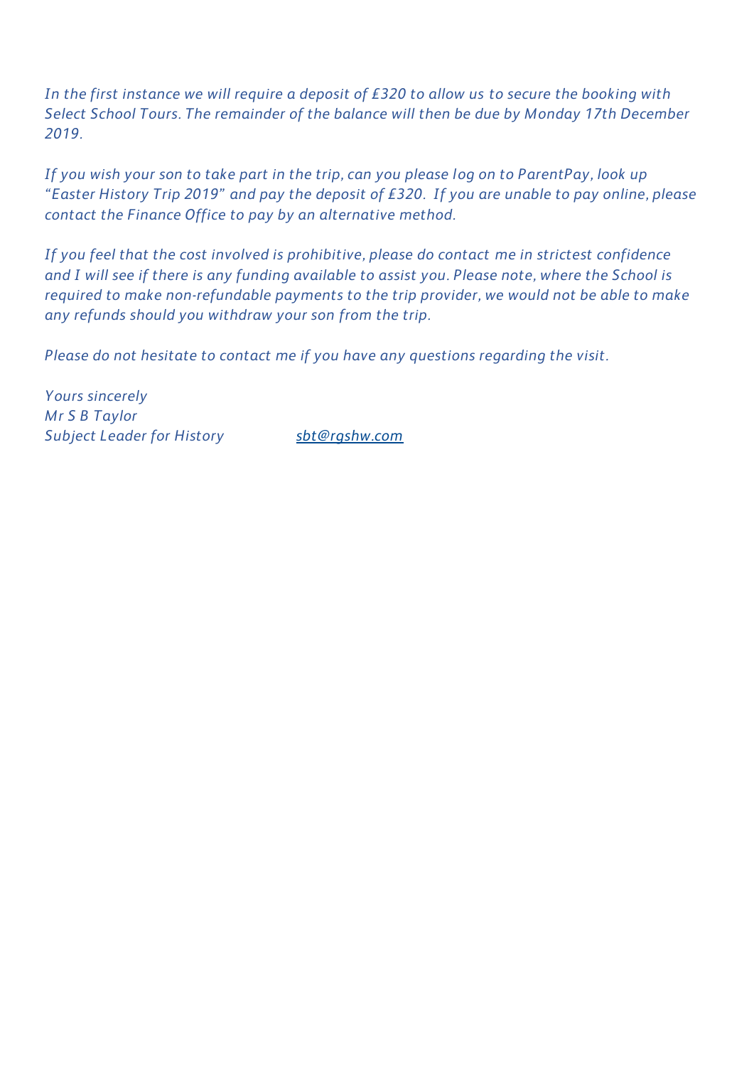*In the first instance we will require a deposit of £320 to allow us to secure the booking with Select School Tours. The remainder of the balance will then be due by Monday 17th December 2019.*

*If you wish your son to take part in the trip, can you please log on to ParentPay, look up "Easter History Trip 2019" and pay the deposit of £320. If you are unable to pay online, please contact the Finance Office to pay by an alternative method.*

*If you feel that the cost involved is prohibitive, please do contact me in strictest confidence and I will see if there is any funding available to assist you. Please note, where the School is required to make non-refundable payments to the trip provider, we would not be able to make any refunds should you withdraw your son from the trip.*

*Please do not hesitate to contact me if you have any questions regarding the visit.*

*Yours sincerely*
*Mr S B Taylor*
*Subject Leader for History* sbt@rgshw.com